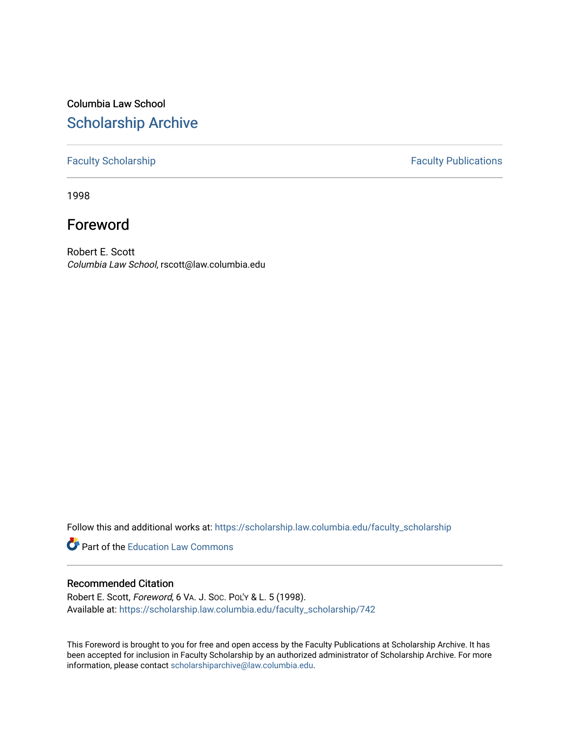Columbia Law School

# Scholarship Archive

Faculty Scholarship | Faculty Publications

1998

## Foreword

Robert E. Scott
*Columbia Law School*, rscott@law.columbia.edu

Follow this and additional works at: https://scholarship.law.columbia.edu/faculty_scholarship

Part of the Education Law Commons

### Recommended Citation

Robert E. Scott, *Foreword*, 6 VA. J. SOC. POL'Y & L. 5 (1998).
Available at: https://scholarship.law.columbia.edu/faculty_scholarship/742

This Foreword is brought to you for free and open access by the Faculty Publications at Scholarship Archive. It has been accepted for inclusion in Faculty Scholarship by an authorized administrator of Scholarship Archive. For more information, please contact scholarshiparchive@law.columbia.edu.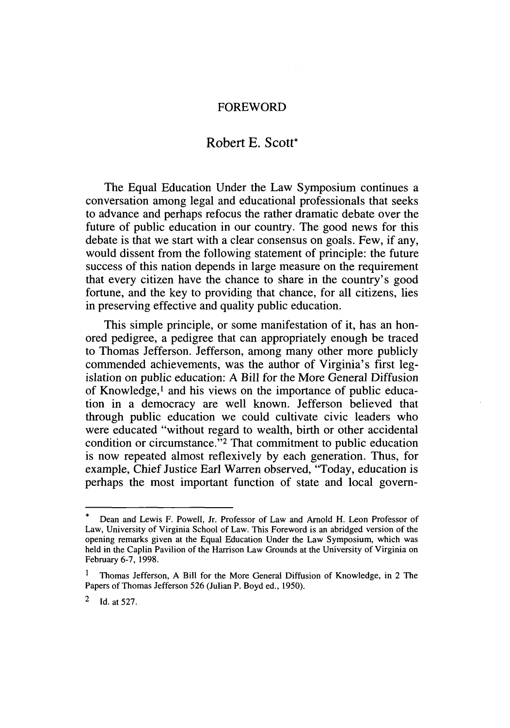# FOREWORD

## Robert E. Scott*

The Equal Education Under the Law Symposium continues a conversation among legal and educational professionals that seeks to advance and perhaps refocus the rather dramatic debate over the future of public education in our country. The good news for this debate is that we start with a clear consensus on goals. Few, if any, would dissent from the following statement of principle: the future success of this nation depends in large measure on the requirement that every citizen have the chance to share in the country's good fortune, and the key to providing that chance, for all citizens, lies in preserving effective and quality public education.

This simple principle, or some manifestation of it, has an honored pedigree, a pedigree that can appropriately enough be traced to Thomas Jefferson. Jefferson, among many other more publicly commended achievements, was the author of Virginia's first legislation on public education: A Bill for the More General Diffusion of Knowledge,[1] and his views on the importance of public education in a democracy are well known. Jefferson believed that through public education we could cultivate civic leaders who were educated "without regard to wealth, birth or other accidental condition or circumstance."[2] That commitment to public education is now repeated almost reflexively by each generation. Thus, for example, Chief Justice Earl Warren observed, "Today, education is perhaps the most important function of state and local govern-

---

\* Dean and Lewis F. Powell, Jr. Professor of Law and Arnold H. Leon Professor of Law, University of Virginia School of Law. This Foreword is an abridged version of the opening remarks given at the Equal Education Under the Law Symposium, which was held in the Caplin Pavilion of the Harrison Law Grounds at the University of Virginia on February 6-7, 1998.

[1] Thomas Jefferson, A Bill for the More General Diffusion of Knowledge, in 2 The Papers of Thomas Jefferson 526 (Julian P. Boyd ed., 1950).

[2] Id. at 527.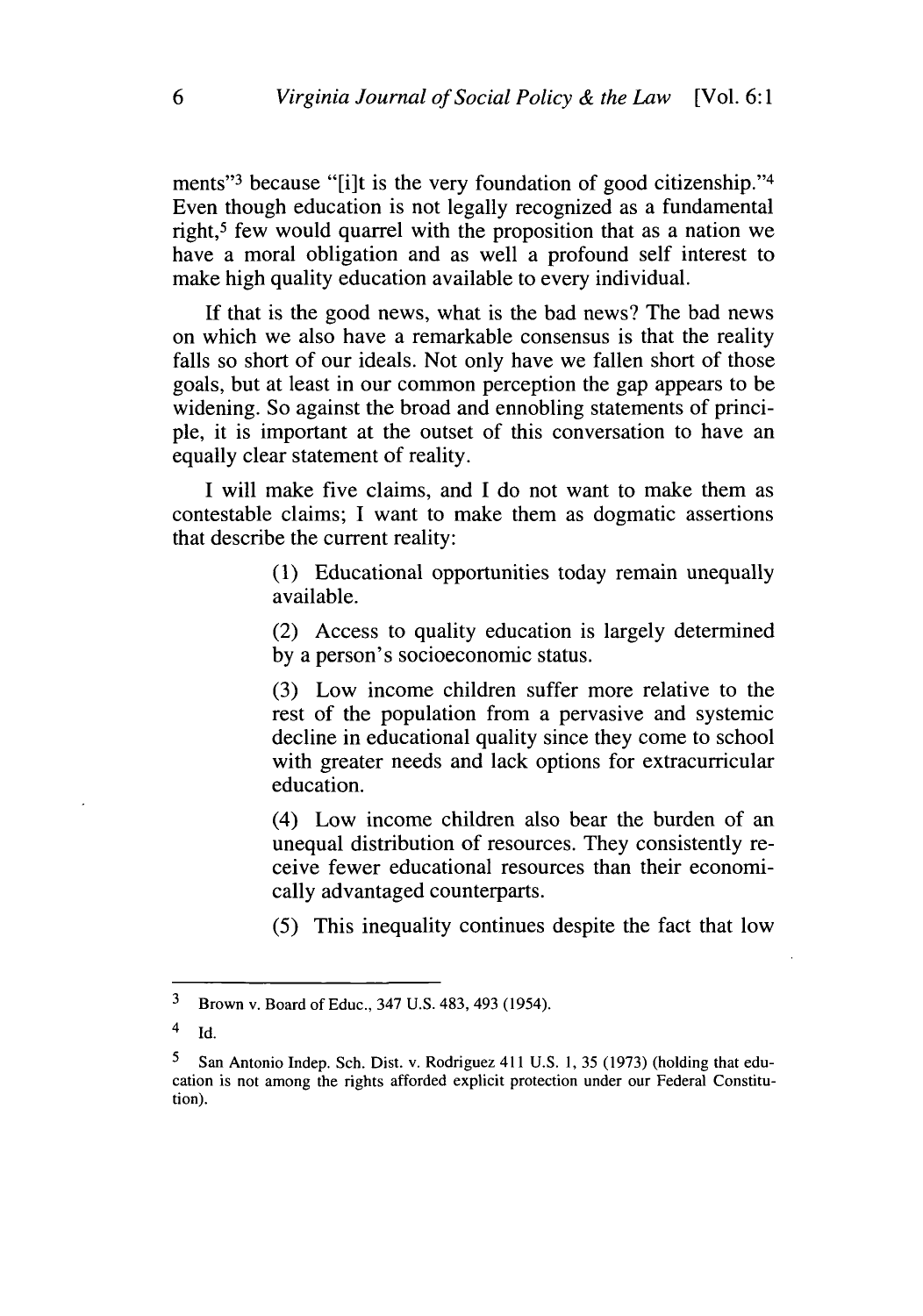ments"[3] because "[i]t is the very foundation of good citizenship."[4] Even though education is not legally recognized as a fundamental right,[5] few would quarrel with the proposition that as a nation we have a moral obligation and as well a profound self interest to make high quality education available to every individual.

If that is the good news, what is the bad news? The bad news on which we also have a remarkable consensus is that the reality falls so short of our ideals. Not only have we fallen short of those goals, but at least in our common perception the gap appears to be widening. So against the broad and ennobling statements of principle, it is important at the outset of this conversation to have an equally clear statement of reality.

I will make five claims, and I do not want to make them as contestable claims; I want to make them as dogmatic assertions that describe the current reality:

> (1) Educational opportunities today remain unequally available.
>
> (2) Access to quality education is largely determined by a person's socioeconomic status.
>
> (3) Low income children suffer more relative to the rest of the population from a pervasive and systemic decline in educational quality since they come to school with greater needs and lack options for extracurricular education.
>
> (4) Low income children also bear the burden of an unequal distribution of resources. They consistently receive fewer educational resources than their economically advantaged counterparts.
>
> (5) This inequality continues despite the fact that low

---

[3] Brown v. Board of Educ., 347 U.S. 483, 493 (1954).

[4] Id.

[5] San Antonio Indep. Sch. Dist. v. Rodriguez 411 U.S. 1, 35 (1973) (holding that education is not among the rights afforded explicit protection under our Federal Constitution).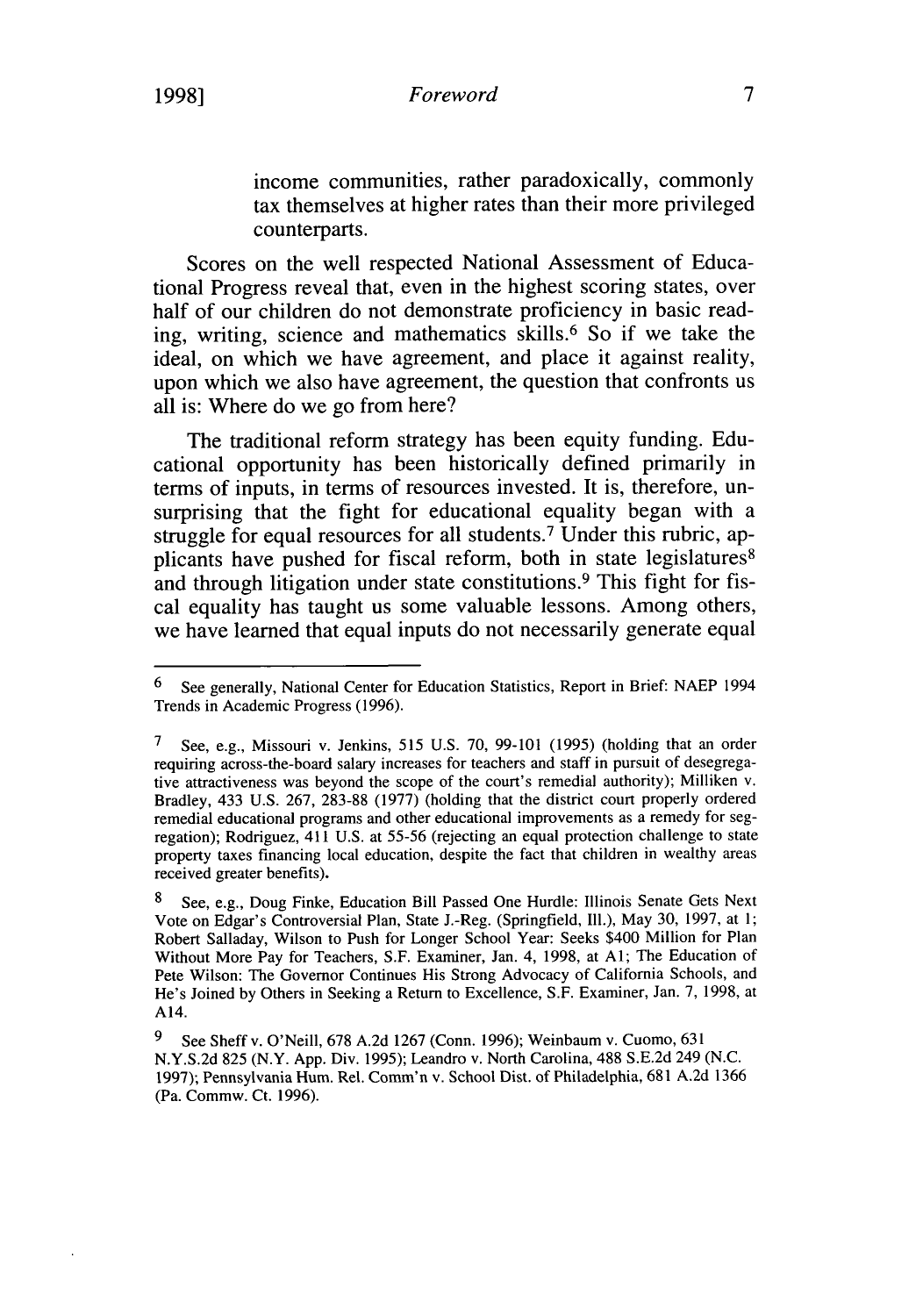income communities, rather paradoxically, commonly tax themselves at higher rates than their more privileged counterparts.

Scores on the well respected National Assessment of Educational Progress reveal that, even in the highest scoring states, over half of our children do not demonstrate proficiency in basic reading, writing, science and mathematics skills.[6] So if we take the ideal, on which we have agreement, and place it against reality, upon which we also have agreement, the question that confronts us all is: Where do we go from here?

The traditional reform strategy has been equity funding. Educational opportunity has been historically defined primarily in terms of inputs, in terms of resources invested. It is, therefore, unsurprising that the fight for educational equality began with a struggle for equal resources for all students.[7] Under this rubric, applicants have pushed for fiscal reform, both in state legislatures[8] and through litigation under state constitutions.[9] This fight for fiscal equality has taught us some valuable lessons. Among others, we have learned that equal inputs do not necessarily generate equal

---

[6] See generally, National Center for Education Statistics, Report in Brief: NAEP 1994 Trends in Academic Progress (1996).

[7] See, e.g., Missouri v. Jenkins, 515 U.S. 70, 99-101 (1995) (holding that an order requiring across-the-board salary increases for teachers and staff in pursuit of desegregative attractiveness was beyond the scope of the court's remedial authority); Milliken v. Bradley, 433 U.S. 267, 283-88 (1977) (holding that the district court properly ordered remedial educational programs and other educational improvements as a remedy for segregation); Rodriguez, 411 U.S. at 55-56 (rejecting an equal protection challenge to state property taxes financing local education, despite the fact that children in wealthy areas received greater benefits).

[8] See, e.g., Doug Finke, Education Bill Passed One Hurdle: Illinois Senate Gets Next Vote on Edgar's Controversial Plan, State J.-Reg. (Springfield, Ill.), May 30, 1997, at 1; Robert Salladay, Wilson to Push for Longer School Year: Seeks $400 Million for Plan Without More Pay for Teachers, S.F. Examiner, Jan. 4, 1998, at A1; The Education of Pete Wilson: The Governor Continues His Strong Advocacy of California Schools, and He's Joined by Others in Seeking a Return to Excellence, S.F. Examiner, Jan. 7, 1998, at A14.

[9] See Sheff v. O'Neill, 678 A.2d 1267 (Conn. 1996); Weinbaum v. Cuomo, 631 N.Y.S.2d 825 (N.Y. App. Div. 1995); Leandro v. North Carolina, 488 S.E.2d 249 (N.C. 1997); Pennsylvania Hum. Rel. Comm'n v. School Dist. of Philadelphia, 681 A.2d 1366 (Pa. Commw. Ct. 1996).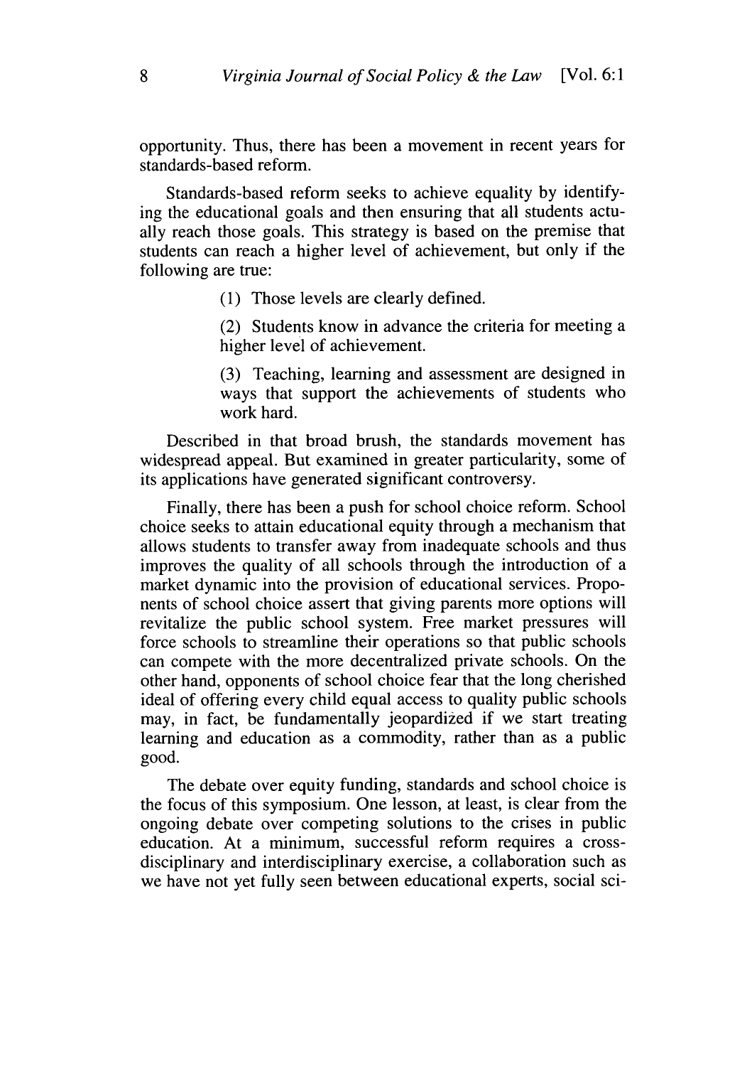opportunity. Thus, there has been a movement in recent years for standards-based reform.

Standards-based reform seeks to achieve equality by identifying the educational goals and then ensuring that all students actually reach those goals. This strategy is based on the premise that students can reach a higher level of achievement, but only if the following are true:

> (1) Those levels are clearly defined.
>
> (2) Students know in advance the criteria for meeting a higher level of achievement.
>
> (3) Teaching, learning and assessment are designed in ways that support the achievements of students who work hard.

Described in that broad brush, the standards movement has widespread appeal. But examined in greater particularity, some of its applications have generated significant controversy.

Finally, there has been a push for school choice reform. School choice seeks to attain educational equity through a mechanism that allows students to transfer away from inadequate schools and thus improves the quality of all schools through the introduction of a market dynamic into the provision of educational services. Proponents of school choice assert that giving parents more options will revitalize the public school system. Free market pressures will force schools to streamline their operations so that public schools can compete with the more decentralized private schools. On the other hand, opponents of school choice fear that the long cherished ideal of offering every child equal access to quality public schools may, in fact, be fundamentally jeopardized if we start treating learning and education as a commodity, rather than as a public good.

The debate over equity funding, standards and school choice is the focus of this symposium. One lesson, at least, is clear from the ongoing debate over competing solutions to the crises in public education. At a minimum, successful reform requires a cross-disciplinary and interdisciplinary exercise, a collaboration such as we have not yet fully seen between educational experts, social sci-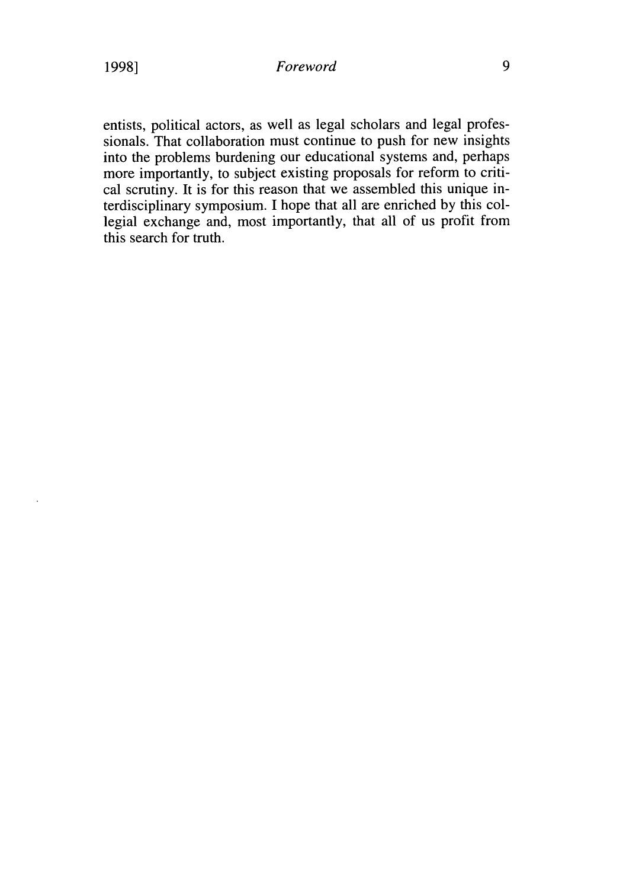entists, political actors, as well as legal scholars and legal professionals. That collaboration must continue to push for new insights into the problems burdening our educational systems and, perhaps more importantly, to subject existing proposals for reform to critical scrutiny. It is for this reason that we assembled this unique interdisciplinary symposium. I hope that all are enriched by this collegial exchange and, most importantly, that all of us profit from this search for truth.